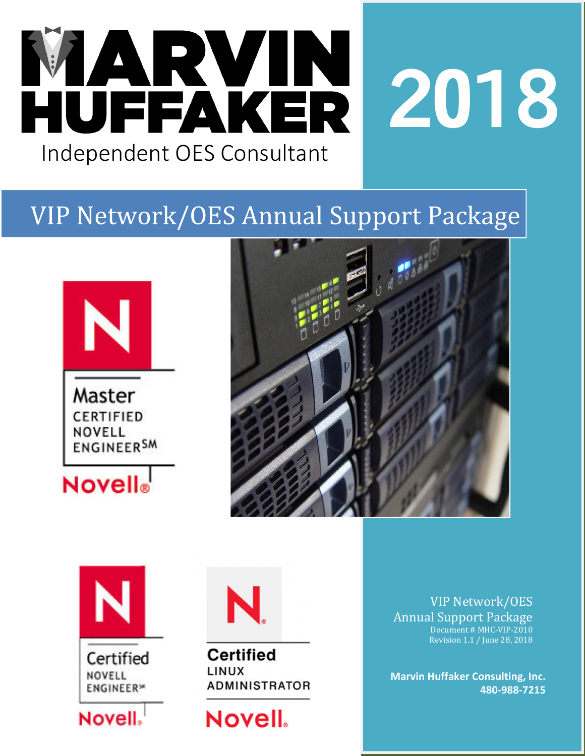# MARVIN HUFFAKER

Independent OES Consultant

# 2018

## VIP Network/OES Annual Support Package

Master CERTIFIED NOVELL ENGINEER[SM] Novell®

Certified NOVELL ENGINEER[SM] Novell®

Certified LINUX ADMINISTRATOR Novell®

VIP Network/OES
Annual Support Package
Document # MHC-VIP-2010
Revision 1.1 / June 28, 2018

**Marvin Huffaker Consulting, Inc.**
**480-988-7215**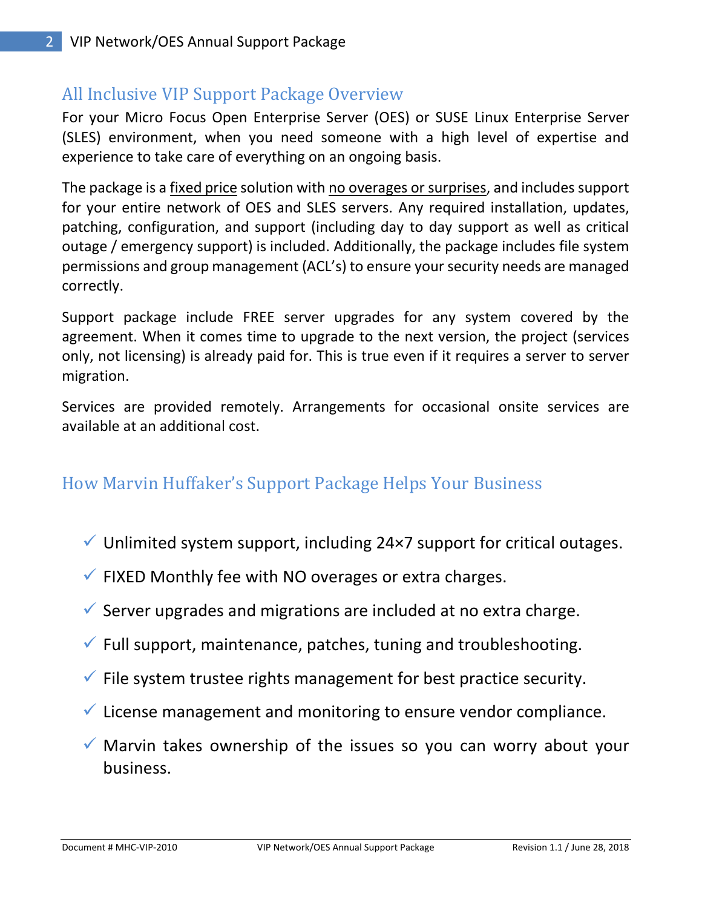## All Inclusive VIP Support Package Overview

For your Micro Focus Open Enterprise Server (OES) or SUSE Linux Enterprise Server (SLES) environment, when you need someone with a high level of expertise and experience to take care of everything on an ongoing basis.

The package is a fixed price solution with no overages or surprises, and includes support for your entire network of OES and SLES servers. Any required installation, updates, patching, configuration, and support (including day to day support as well as critical outage / emergency support) is included. Additionally, the package includes file system permissions and group management (ACL's) to ensure your security needs are managed correctly.

Support package include FREE server upgrades for any system covered by the agreement. When it comes time to upgrade to the next version, the project (services only, not licensing) is already paid for. This is true even if it requires a server to server migration.

Services are provided remotely. Arrangements for occasional onsite services are available at an additional cost.

## How Marvin Huffaker's Support Package Helps Your Business

- ✓ Unlimited system support, including 24×7 support for critical outages.
- ✓ FIXED Monthly fee with NO overages or extra charges.
- ✓ Server upgrades and migrations are included at no extra charge.
- ✓ Full support, maintenance, patches, tuning and troubleshooting.
- ✓ File system trustee rights management for best practice security.
- ✓ License management and monitoring to ensure vendor compliance.
- ✓ Marvin takes ownership of the issues so you can worry about your business.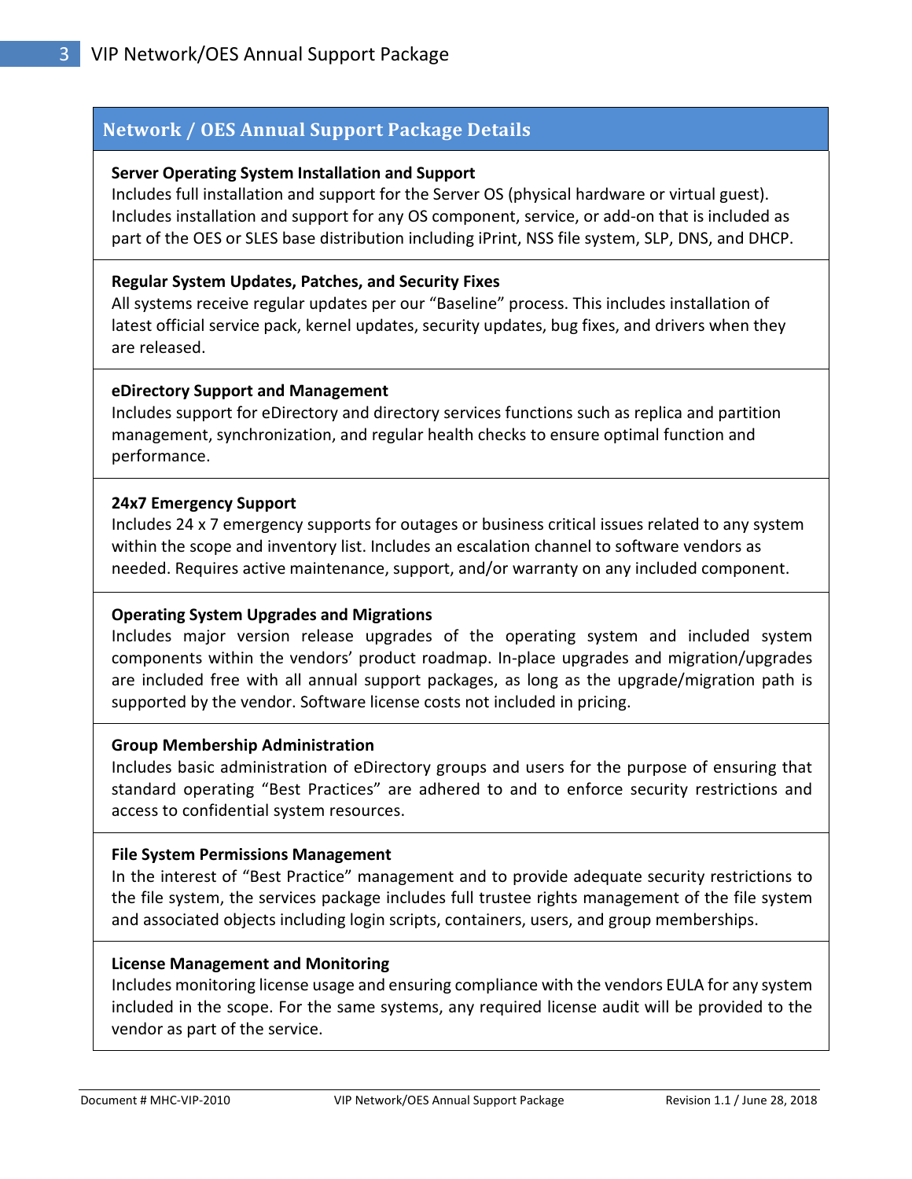## Network / OES Annual Support Package Details

**Server Operating System Installation and Support**
Includes full installation and support for the Server OS (physical hardware or virtual guest). Includes installation and support for any OS component, service, or add-on that is included as part of the OES or SLES base distribution including iPrint, NSS file system, SLP, DNS, and DHCP.

**Regular System Updates, Patches, and Security Fixes**
All systems receive regular updates per our “Baseline” process. This includes installation of latest official service pack, kernel updates, security updates, bug fixes, and drivers when they are released.

**eDirectory Support and Management**
Includes support for eDirectory and directory services functions such as replica and partition management, synchronization, and regular health checks to ensure optimal function and performance.

**24x7 Emergency Support**
Includes 24 x 7 emergency supports for outages or business critical issues related to any system within the scope and inventory list. Includes an escalation channel to software vendors as needed. Requires active maintenance, support, and/or warranty on any included component.

**Operating System Upgrades and Migrations**
Includes major version release upgrades of the operating system and included system components within the vendors’ product roadmap. In-place upgrades and migration/upgrades are included free with all annual support packages, as long as the upgrade/migration path is supported by the vendor. Software license costs not included in pricing.

**Group Membership Administration**
Includes basic administration of eDirectory groups and users for the purpose of ensuring that standard operating “Best Practices” are adhered to and to enforce security restrictions and access to confidential system resources.

**File System Permissions Management**
In the interest of “Best Practice” management and to provide adequate security restrictions to the file system, the services package includes full trustee rights management of the file system and associated objects including login scripts, containers, users, and group memberships.

**License Management and Monitoring**
Includes monitoring license usage and ensuring compliance with the vendors EULA for any system included in the scope. For the same systems, any required license audit will be provided to the vendor as part of the service.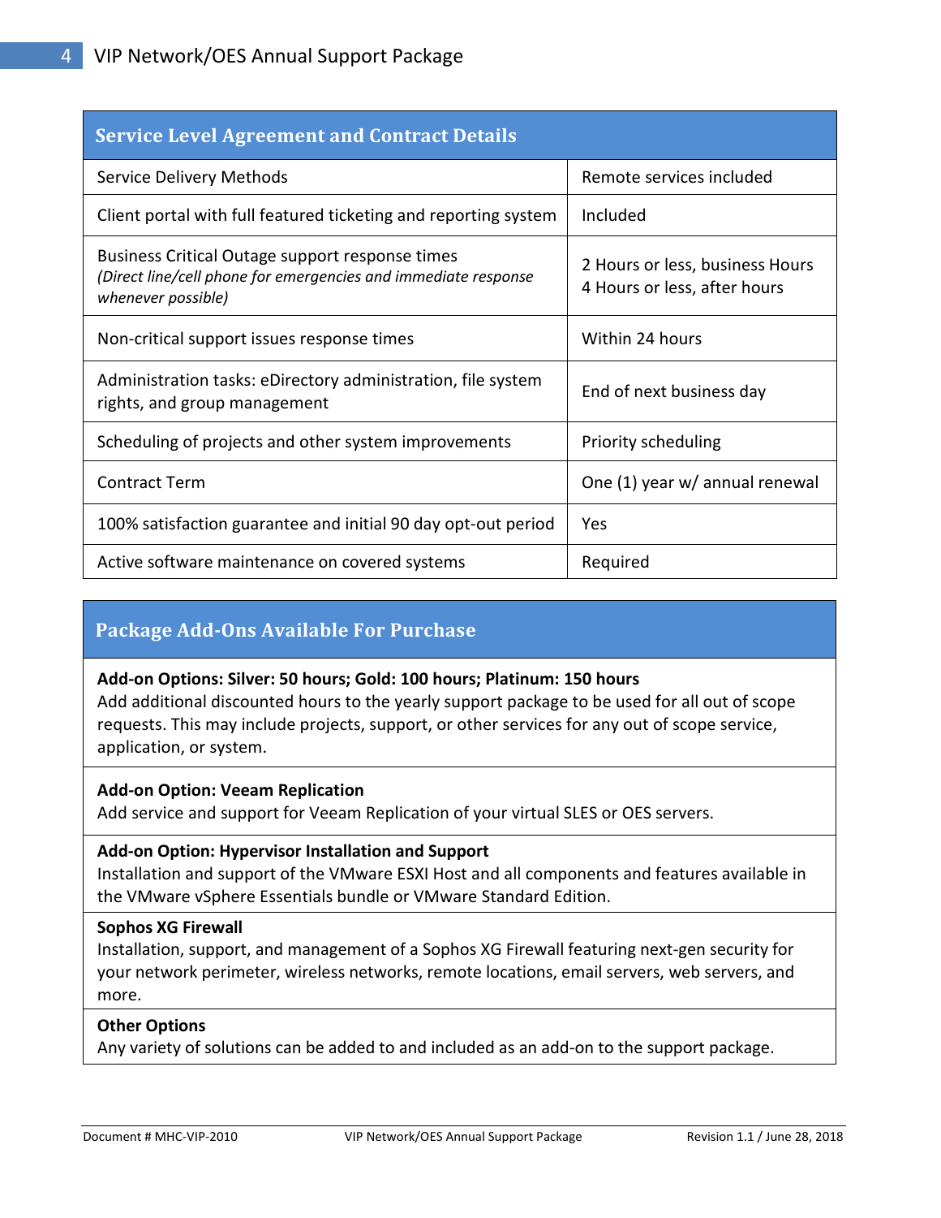| Service Level Agreement and Contract Details | |
|---|---|
| Service Delivery Methods | Remote services included |
| Client portal with full featured ticketing and reporting system | Included |
| Business Critical Outage support response times *(Direct line/cell phone for emergencies and immediate response whenever possible)* | 2 Hours or less, business Hours<br>4 Hours or less, after hours |
| Non-critical support issues response times | Within 24 hours |
| Administration tasks: eDirectory administration, file system rights, and group management | End of next business day |
| Scheduling of projects and other system improvements | Priority scheduling |
| Contract Term | One (1) year w/ annual renewal |
| 100% satisfaction guarantee and initial 90 day opt-out period | Yes |
| Active software maintenance on covered systems | Required |

| Package Add-Ons Available For Purchase |
|---|
| **Add-on Options: Silver: 50 hours; Gold: 100 hours; Platinum: 150 hours**<br>Add additional discounted hours to the yearly support package to be used for all out of scope requests. This may include projects, support, or other services for any out of scope service, application, or system. |
| **Add-on Option: Veeam Replication**<br>Add service and support for Veeam Replication of your virtual SLES or OES servers. |
| **Add-on Option: Hypervisor Installation and Support**<br>Installation and support of the VMware ESXI Host and all components and features available in the VMware vSphere Essentials bundle or VMware Standard Edition. |
| **Sophos XG Firewall**<br>Installation, support, and management of a Sophos XG Firewall featuring next-gen security for your network perimeter, wireless networks, remote locations, email servers, web servers, and more. |
| **Other Options**<br>Any variety of solutions can be added to and included as an add-on to the support package. |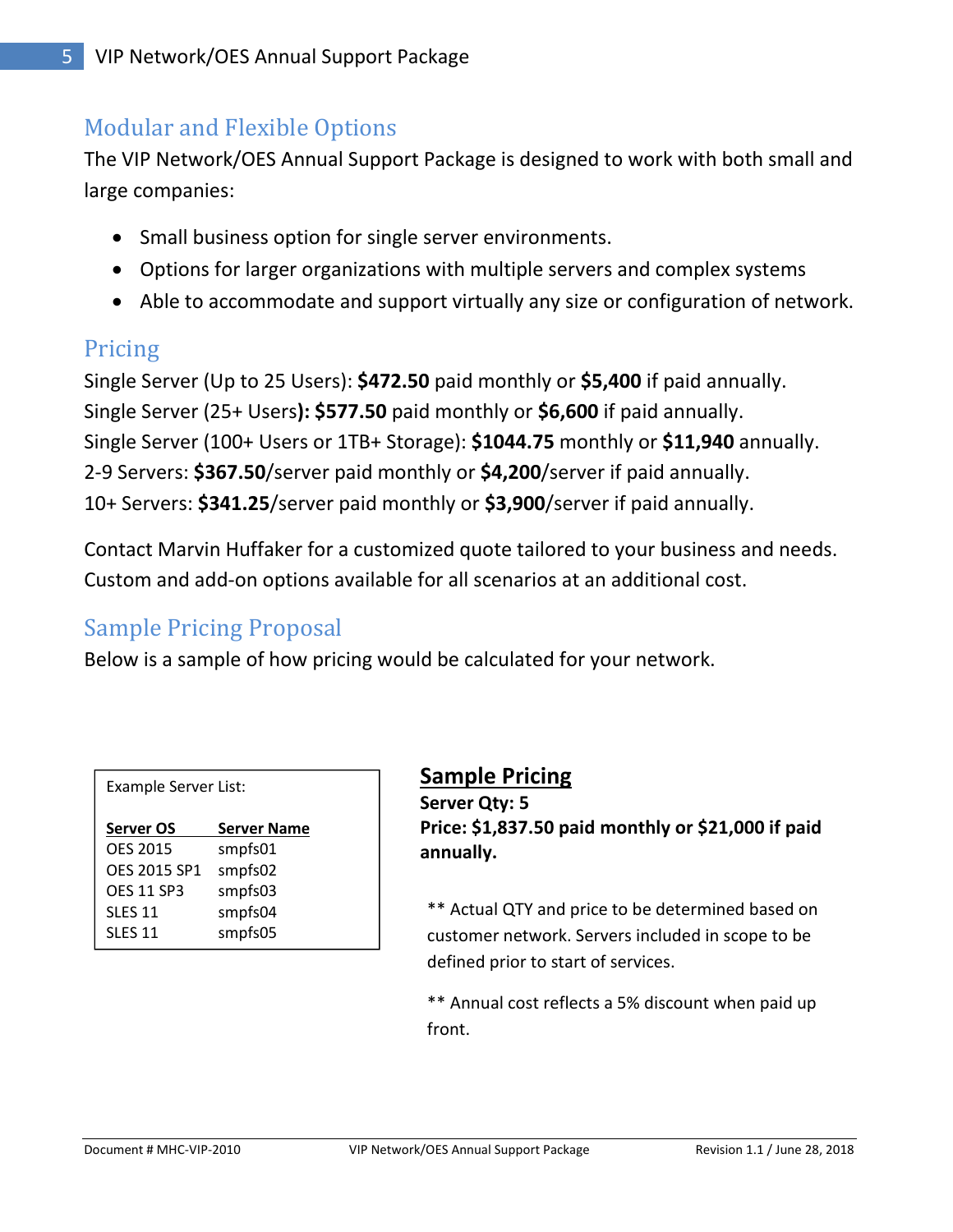## Modular and Flexible Options

The VIP Network/OES Annual Support Package is designed to work with both small and large companies:

- Small business option for single server environments.
- Options for larger organizations with multiple servers and complex systems
- Able to accommodate and support virtually any size or configuration of network.

## Pricing

Single Server (Up to 25 Users): **$472.50** paid monthly or **$5,400** if paid annually.
Single Server (25+ Users)**: $577.50** paid monthly or **$6,600** if paid annually.
Single Server (100+ Users or 1TB+ Storage): **$1044.75** monthly or **$11,940** annually.
2-9 Servers: **$367.50**/server paid monthly or **$4,200**/server if paid annually.
10+ Servers: **$341.25**/server paid monthly or **$3,900**/server if paid annually.

Contact Marvin Huffaker for a customized quote tailored to your business and needs. Custom and add-on options available for all scenarios at an additional cost.

## Sample Pricing Proposal

Below is a sample of how pricing would be calculated for your network.

Example Server List:

| Server OS | Server Name |
|---|---|
| OES 2015 | smpfs01 |
| OES 2015 SP1 | smpfs02 |
| OES 11 SP3 | smpfs03 |
| SLES 11 | smpfs04 |
| SLES 11 | smpfs05 |

### Sample Pricing

**Server Qty: 5**
**Price: $1,837.50 paid monthly or $21,000 if paid annually.**

** Actual QTY and price to be determined based on customer network. Servers included in scope to be defined prior to start of services.

** Annual cost reflects a 5% discount when paid up front.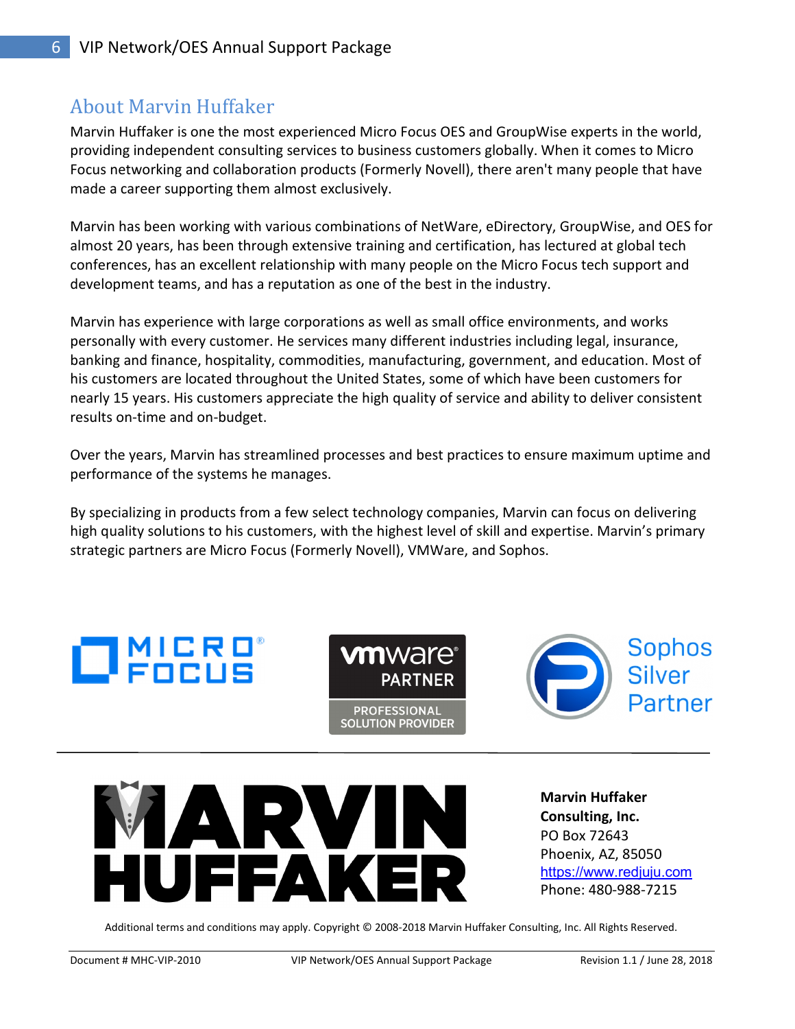## About Marvin Huffaker

Marvin Huffaker is one the most experienced Micro Focus OES and GroupWise experts in the world, providing independent consulting services to business customers globally. When it comes to Micro Focus networking and collaboration products (Formerly Novell), there aren't many people that have made a career supporting them almost exclusively.

Marvin has been working with various combinations of NetWare, eDirectory, GroupWise, and OES for almost 20 years, has been through extensive training and certification, has lectured at global tech conferences, has an excellent relationship with many people on the Micro Focus tech support and development teams, and has a reputation as one of the best in the industry.

Marvin has experience with large corporations as well as small office environments, and works personally with every customer. He services many different industries including legal, insurance, banking and finance, hospitality, commodities, manufacturing, government, and education. Most of his customers are located throughout the United States, some of which have been customers for nearly 15 years. His customers appreciate the high quality of service and ability to deliver consistent results on-time and on-budget.

Over the years, Marvin has streamlined processes and best practices to ensure maximum uptime and performance of the systems he manages.

By specializing in products from a few select technology companies, Marvin can focus on delivering high quality solutions to his customers, with the highest level of skill and expertise. Marvin's primary strategic partners are Micro Focus (Formerly Novell), VMWare, and Sophos.

MICRO FOCUS

vmware PARTNER
PROFESSIONAL SOLUTION PROVIDER

Sophos Silver Partner

---

MARVIN HUFFAKER

**Marvin Huffaker Consulting, Inc.**
PO Box 72643
Phoenix, AZ, 85050
https://www.redjuju.com
Phone: 480-988-7215

Additional terms and conditions may apply. Copyright © 2008-2018 Marvin Huffaker Consulting, Inc. All Rights Reserved.

Document # MHC-VIP-2010 | VIP Network/OES Annual Support Package | Revision 1.1 / June 28, 2018